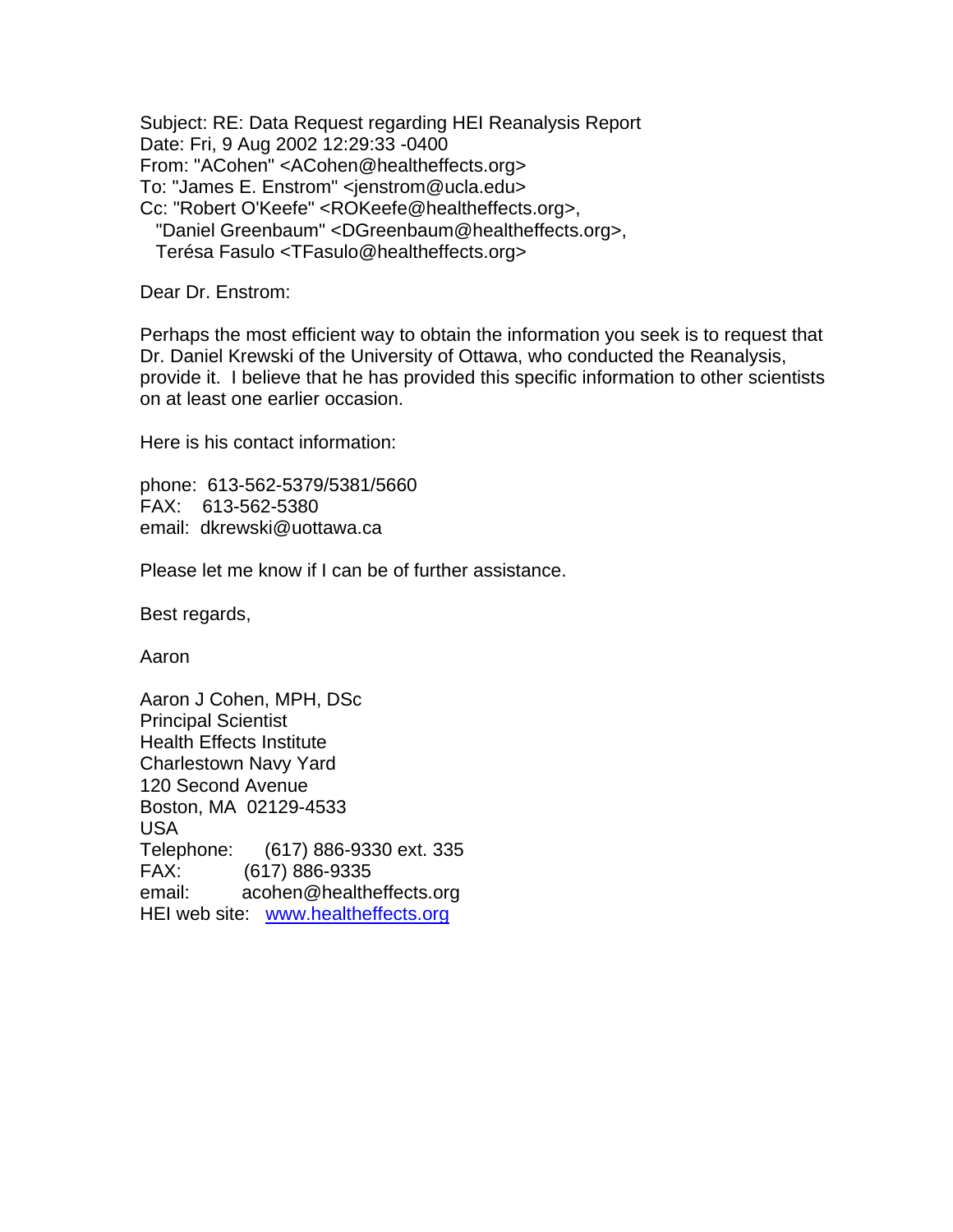Subject: RE: Data Request regarding HEI Reanalysis Report
Date: Fri, 9 Aug 2002 12:29:33 -0400
From: "ACohen" <ACohen@healtheffects.org>
To: "James E. Enstrom" <jenstrom@ucla.edu>
Cc: "Robert O'Keefe" <ROKeefe@healtheffects.org>,
"Daniel Greenbaum" <DGreenbaum@healtheffects.org>,
Terésa Fasulo <TFasulo@healtheffects.org>

Dear Dr. Enstrom:

Perhaps the most efficient way to obtain the information you seek is to request that Dr. Daniel Krewski of the University of Ottawa, who conducted the Reanalysis, provide it. I believe that he has provided this specific information to other scientists on at least one earlier occasion.

Here is his contact information:

phone: 613-562-5379/5381/5660
FAX: 613-562-5380
email: dkrewski@uottawa.ca

Please let me know if I can be of further assistance.

Best regards,

Aaron

Aaron J Cohen, MPH, DSc
Principal Scientist
Health Effects Institute
Charlestown Navy Yard
120 Second Avenue
Boston, MA 02129-4533
USA
Telephone: (617) 886-9330 ext. 335
FAX: (617) 886-9335
email: acohen@healtheffects.org
HEI web site: www.healtheffects.org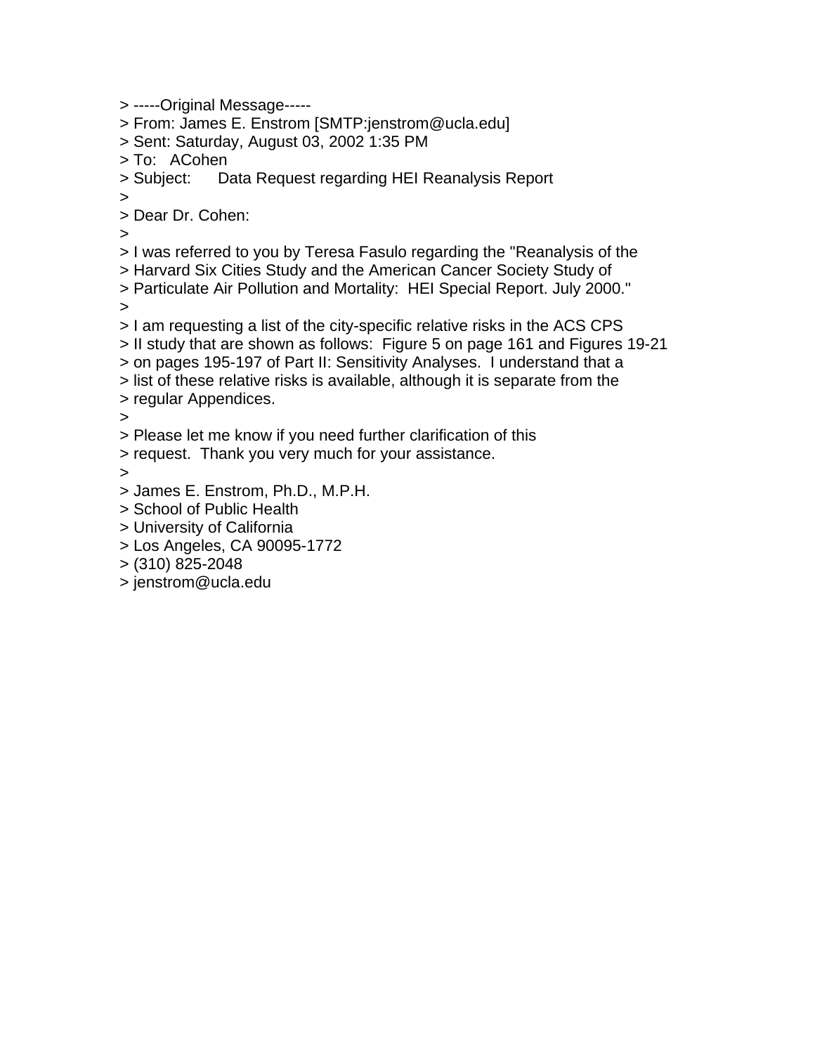> -----Original Message-----
> From: James E. Enstrom [SMTP:jenstrom@ucla.edu]
> Sent: Saturday, August 03, 2002 1:35 PM
> To: ACohen
> Subject: Data Request regarding HEI Reanalysis Report
>
> Dear Dr. Cohen:
>
> I was referred to you by Teresa Fasulo regarding the "Reanalysis of the
> Harvard Six Cities Study and the American Cancer Society Study of
> Particulate Air Pollution and Mortality: HEI Special Report. July 2000."
>
> I am requesting a list of the city-specific relative risks in the ACS CPS
> II study that are shown as follows: Figure 5 on page 161 and Figures 19-21
> on pages 195-197 of Part II: Sensitivity Analyses. I understand that a
> list of these relative risks is available, although it is separate from the
> regular Appendices.
>
> Please let me know if you need further clarification of this
> request. Thank you very much for your assistance.
>
> James E. Enstrom, Ph.D., M.P.H.
> School of Public Health
> University of California
> Los Angeles, CA 90095-1772
> (310) 825-2048
> jenstrom@ucla.edu